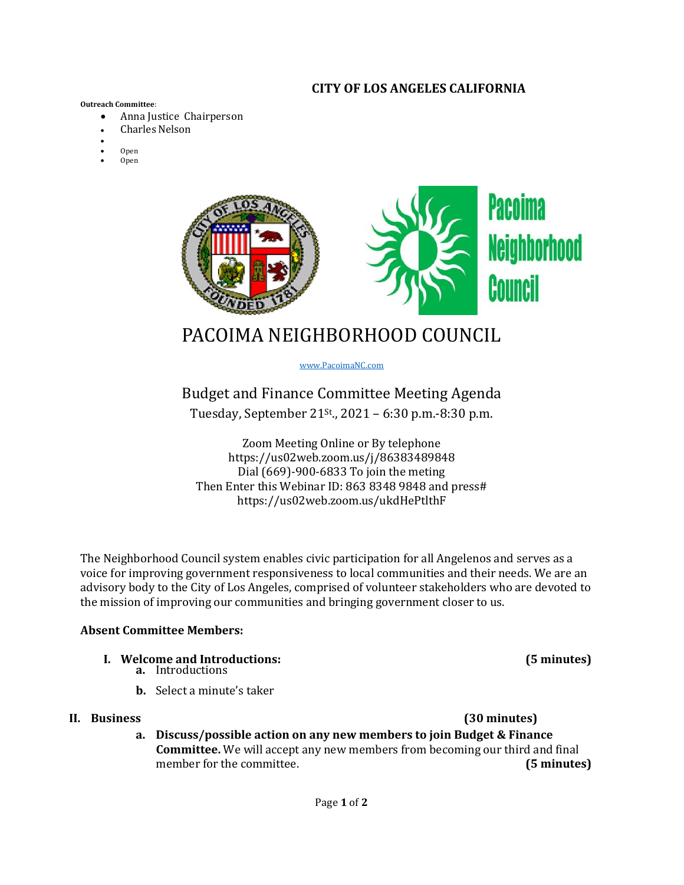**CITY OF LOS ANGELES CALIFORNIA**

**Outreach Committee**:

- Anna Justice Chairperson
- Charles Nelson
- 
- Open
- Open

# PACOIMA NEIGHBORHOOD COUNCIL

www.PacoimaNC.com

## Budget and Finance Committee Meeting Agenda

Tuesday, September 21St., 2021 – 6:30 p.m.-8:30 p.m.

Zoom Meeting Online or By telephone
https://us02web.zoom.us/j/86383489848
Dial (669)-900-6833 To join the meting
Then Enter this Webinar ID: 863 8348 9848 and press#
https://us02web.zoom.us/ukdHePtlthF

The Neighborhood Council system enables civic participation for all Angelenos and serves as a voice for improving government responsiveness to local communities and their needs. We are an advisory body to the City of Los Angeles, comprised of volunteer stakeholders who are devoted to the mission of improving our communities and bringing government closer to us.

**Absent Committee Members:**

**I. Welcome and Introductions:** **(5 minutes)**

a. Introductions

b. Select a minute's taker

**II. Business** **(30 minutes)**

a. **Discuss/possible action on any new members to join Budget & Finance Committee.** We will accept any new members from becoming our third and final member for the committee. **(5 minutes)**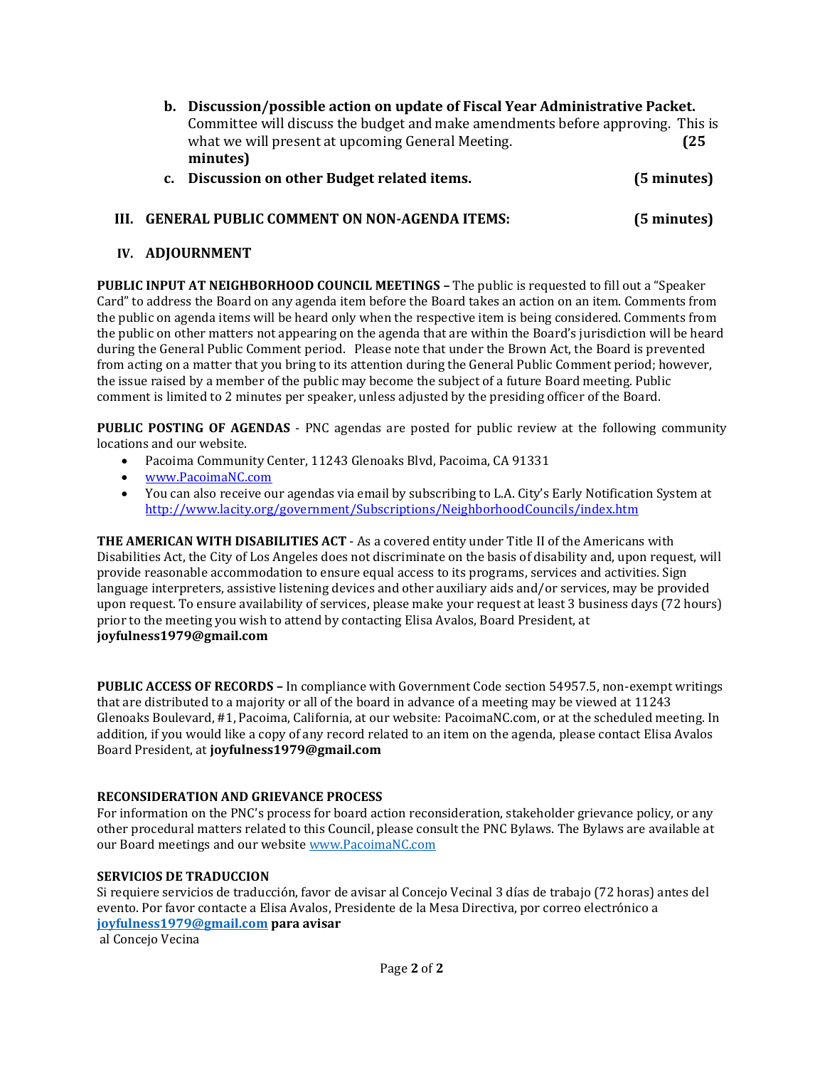b. **Discussion/possible action on update of Fiscal Year Administrative Packet.** Committee will discuss the budget and make amendments before approving. This is what we will present at upcoming General Meeting. **(25 minutes)**

c. **Discussion on other Budget related items. (5 minutes)**

**III. GENERAL PUBLIC COMMENT ON NON-AGENDA ITEMS: (5 minutes)**

**IV. ADJOURNMENT**

**PUBLIC INPUT AT NEIGHBORHOOD COUNCIL MEETINGS –** The public is requested to fill out a "Speaker Card" to address the Board on any agenda item before the Board takes an action on an item. Comments from the public on agenda items will be heard only when the respective item is being considered. Comments from the public on other matters not appearing on the agenda that are within the Board's jurisdiction will be heard during the General Public Comment period. Please note that under the Brown Act, the Board is prevented from acting on a matter that you bring to its attention during the General Public Comment period; however, the issue raised by a member of the public may become the subject of a future Board meeting. Public comment is limited to 2 minutes per speaker, unless adjusted by the presiding officer of the Board.

**PUBLIC POSTING OF AGENDAS** - PNC agendas are posted for public review at the following community locations and our website.

- Pacoima Community Center, 11243 Glenoaks Blvd, Pacoima, CA 91331
- www.PacoimaNC.com
- You can also receive our agendas via email by subscribing to L.A. City's Early Notification System at http://www.lacity.org/government/Subscriptions/NeighborhoodCouncils/index.htm

**THE AMERICAN WITH DISABILITIES ACT** - As a covered entity under Title II of the Americans with Disabilities Act, the City of Los Angeles does not discriminate on the basis of disability and, upon request, will provide reasonable accommodation to ensure equal access to its programs, services and activities. Sign language interpreters, assistive listening devices and other auxiliary aids and/or services, may be provided upon request. To ensure availability of services, please make your request at least 3 business days (72 hours) prior to the meeting you wish to attend by contacting Elisa Avalos, Board President, at **joyfulness1979@gmail.com**

**PUBLIC ACCESS OF RECORDS –** In compliance with Government Code section 54957.5, non-exempt writings that are distributed to a majority or all of the board in advance of a meeting may be viewed at 11243 Glenoaks Boulevard, #1, Pacoima, California, at our website: PacoimaNC.com, or at the scheduled meeting. In addition, if you would like a copy of any record related to an item on the agenda, please contact Elisa Avalos Board President, at **joyfulness1979@gmail.com**

**RECONSIDERATION AND GRIEVANCE PROCESS**

For information on the PNC's process for board action reconsideration, stakeholder grievance policy, or any other procedural matters related to this Council, please consult the PNC Bylaws. The Bylaws are available at our Board meetings and our website www.PacoimaNC.com

**SERVICIOS DE TRADUCCION**

Si requiere servicios de traducción, favor de avisar al Concejo Vecinal 3 días de trabajo (72 horas) antes del evento. Por favor contacte a Elisa Avalos, Presidente de la Mesa Directiva, por correo electrónico a **joyfulness1979@gmail.com para avisar** al Concejo Vecina